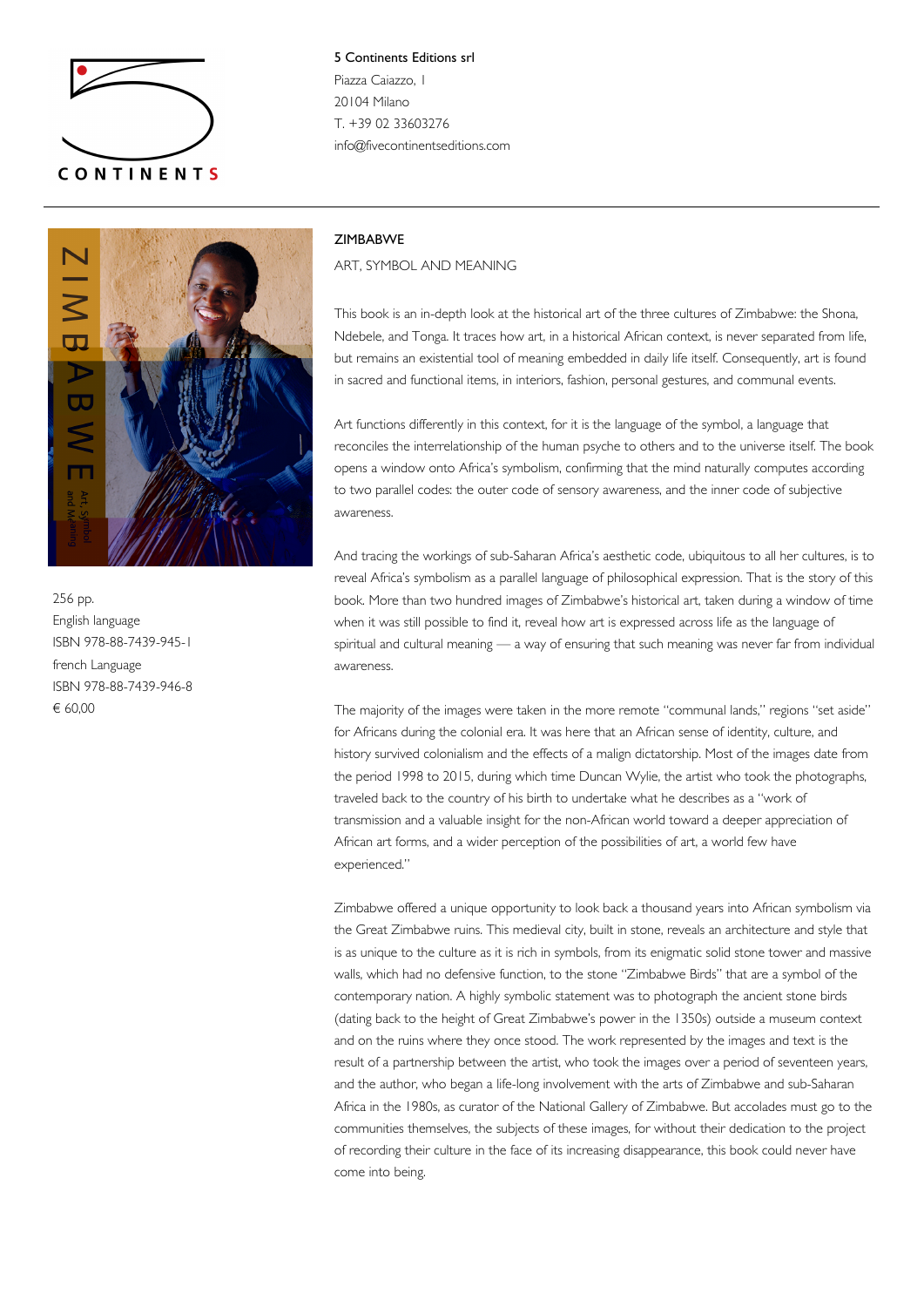**5 Continents Editions srl**
Piazza Caiazzo, 1
20104 Milano
T. +39 02 33603276
info@fivecontinentseditions.com

256 pp.
English language
ISBN 978-88-7439-945-1
french Language
ISBN 978-88-7439-946-8
€ 60,00

## ZIMBABWE

ART, SYMBOL AND MEANING

This book is an in-depth look at the historical art of the three cultures of Zimbabwe: the Shona, Ndebele, and Tonga. It traces how art, in a historical African context, is never separated from life, but remains an existential tool of meaning embedded in daily life itself. Consequently, art is found in sacred and functional items, in interiors, fashion, personal gestures, and communal events.

Art functions differently in this context, for it is the language of the symbol, a language that reconciles the interrelationship of the human psyche to others and to the universe itself. The book opens a window onto Africa's symbolism, confirming that the mind naturally computes according to two parallel codes: the outer code of sensory awareness, and the inner code of subjective awareness.

And tracing the workings of sub-Saharan Africa's aesthetic code, ubiquitous to all her cultures, is to reveal Africa's symbolism as a parallel language of philosophical expression. That is the story of this book. More than two hundred images of Zimbabwe's historical art, taken during a window of time when it was still possible to find it, reveal how art is expressed across life as the language of spiritual and cultural meaning — a way of ensuring that such meaning was never far from individual awareness.

The majority of the images were taken in the more remote "communal lands," regions "set aside" for Africans during the colonial era. It was here that an African sense of identity, culture, and history survived colonialism and the effects of a malign dictatorship. Most of the images date from the period 1998 to 2015, during which time Duncan Wylie, the artist who took the photographs, traveled back to the country of his birth to undertake what he describes as a "work of transmission and a valuable insight for the non-African world toward a deeper appreciation of African art forms, and a wider perception of the possibilities of art, a world few have experienced."

Zimbabwe offered a unique opportunity to look back a thousand years into African symbolism via the Great Zimbabwe ruins. This medieval city, built in stone, reveals an architecture and style that is as unique to the culture as it is rich in symbols, from its enigmatic solid stone tower and massive walls, which had no defensive function, to the stone "Zimbabwe Birds" that are a symbol of the contemporary nation. A highly symbolic statement was to photograph the ancient stone birds (dating back to the height of Great Zimbabwe's power in the 1350s) outside a museum context and on the ruins where they once stood. The work represented by the images and text is the result of a partnership between the artist, who took the images over a period of seventeen years, and the author, who began a life-long involvement with the arts of Zimbabwe and sub-Saharan Africa in the 1980s, as curator of the National Gallery of Zimbabwe. But accolades must go to the communities themselves, the subjects of these images, for without their dedication to the project of recording their culture in the face of its increasing disappearance, this book could never have come into being.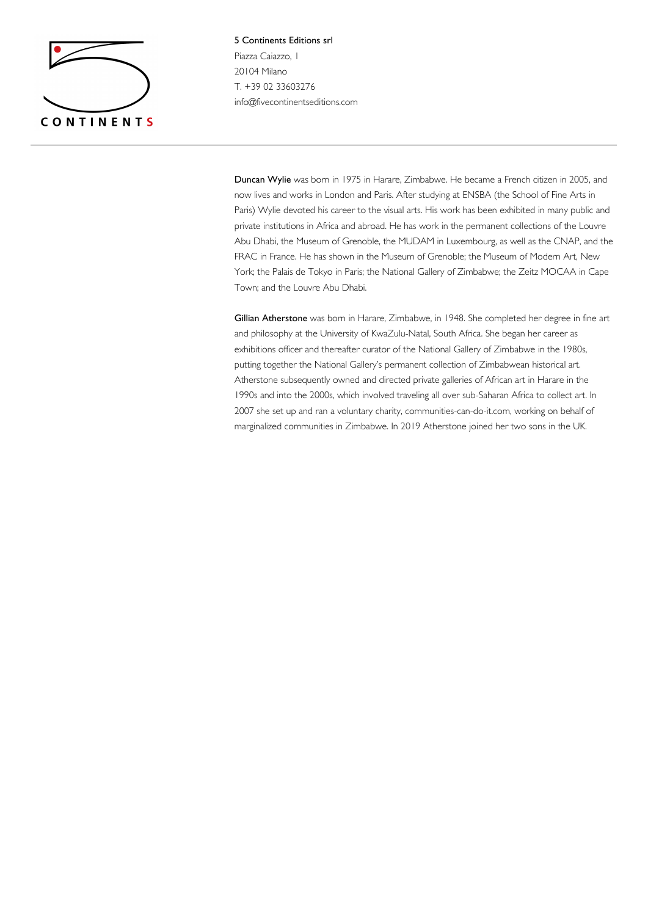**5 Continents Editions srl**
Piazza Caiazzo, 1
20104 Milano
T. +39 02 33603276
info@fivecontinentseditions.com

---

**Duncan Wylie** was born in 1975 in Harare, Zimbabwe. He became a French citizen in 2005, and now lives and works in London and Paris. After studying at ENSBA (the School of Fine Arts in Paris) Wylie devoted his career to the visual arts. His work has been exhibited in many public and private institutions in Africa and abroad. He has work in the permanent collections of the Louvre Abu Dhabi, the Museum of Grenoble, the MUDAM in Luxembourg, as well as the CNAP, and the FRAC in France. He has shown in the Museum of Grenoble; the Museum of Modern Art, New York; the Palais de Tokyo in Paris; the National Gallery of Zimbabwe; the Zeitz MOCAA in Cape Town; and the Louvre Abu Dhabi.

**Gillian Atherstone** was born in Harare, Zimbabwe, in 1948. She completed her degree in fine art and philosophy at the University of KwaZulu-Natal, South Africa. She began her career as exhibitions officer and thereafter curator of the National Gallery of Zimbabwe in the 1980s, putting together the National Gallery's permanent collection of Zimbabwean historical art. Atherstone subsequently owned and directed private galleries of African art in Harare in the 1990s and into the 2000s, which involved traveling all over sub-Saharan Africa to collect art. In 2007 she set up and ran a voluntary charity, communities-can-do-it.com, working on behalf of marginalized communities in Zimbabwe. In 2019 Atherstone joined her two sons in the UK.